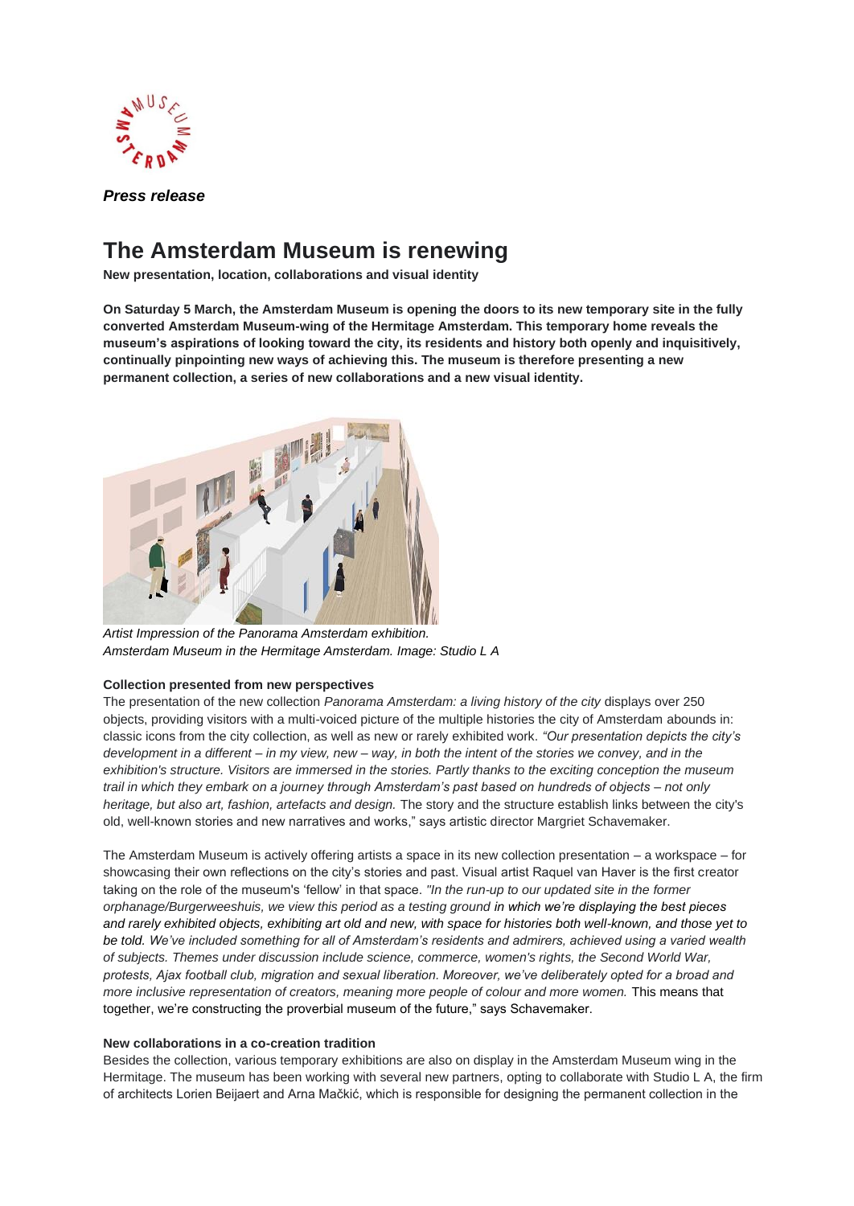*Press release*

# The Amsterdam Museum is renewing

**New presentation, location, collaborations and visual identity**

**On Saturday 5 March, the Amsterdam Museum is opening the doors to its new temporary site in the fully converted Amsterdam Museum-wing of the Hermitage Amsterdam. This temporary home reveals the museum's aspirations of looking toward the city, its residents and history both openly and inquisitively, continually pinpointing new ways of achieving this. The museum is therefore presenting a new permanent collection, a series of new collaborations and a new visual identity.**

*Artist Impression of the Panorama Amsterdam exhibition.*
*Amsterdam Museum in the Hermitage Amsterdam. Image: Studio L A*

**Collection presented from new perspectives**

The presentation of the new collection *Panorama Amsterdam: a living history of the city* displays over 250 objects, providing visitors with a multi-voiced picture of the multiple histories the city of Amsterdam abounds in: classic icons from the city collection, as well as new or rarely exhibited work. *"Our presentation depicts the city's development in a different – in my view, new – way, in both the intent of the stories we convey, and in the exhibition's structure. Visitors are immersed in the stories. Partly thanks to the exciting conception the museum trail in which they embark on a journey through Amsterdam's past based on hundreds of objects – not only heritage, but also art, fashion, artefacts and design.* The story and the structure establish links between the city's old, well-known stories and new narratives and works," says artistic director Margriet Schavemaker.

The Amsterdam Museum is actively offering artists a space in its new collection presentation – a workspace – for showcasing their own reflections on the city's stories and past. Visual artist Raquel van Haver is the first creator taking on the role of the museum's 'fellow' in that space. *"In the run-up to our updated site in the former orphanage/Burgerweeshuis, we view this period as a testing ground in which we're displaying the best pieces and rarely exhibited objects, exhibiting art old and new, with space for histories both well-known, and those yet to be told. We've included something for all of Amsterdam's residents and admirers, achieved using a varied wealth of subjects. Themes under discussion include science, commerce, women's rights, the Second World War, protests, Ajax football club, migration and sexual liberation. Moreover, we've deliberately opted for a broad and more inclusive representation of creators, meaning more people of colour and more women.* This means that together, we're constructing the proverbial museum of the future," says Schavemaker.

**New collaborations in a co-creation tradition**

Besides the collection, various temporary exhibitions are also on display in the Amsterdam Museum wing in the Hermitage. The museum has been working with several new partners, opting to collaborate with Studio L A, the firm of architects Lorien Beijaert and Arna Mačkić, which is responsible for designing the permanent collection in the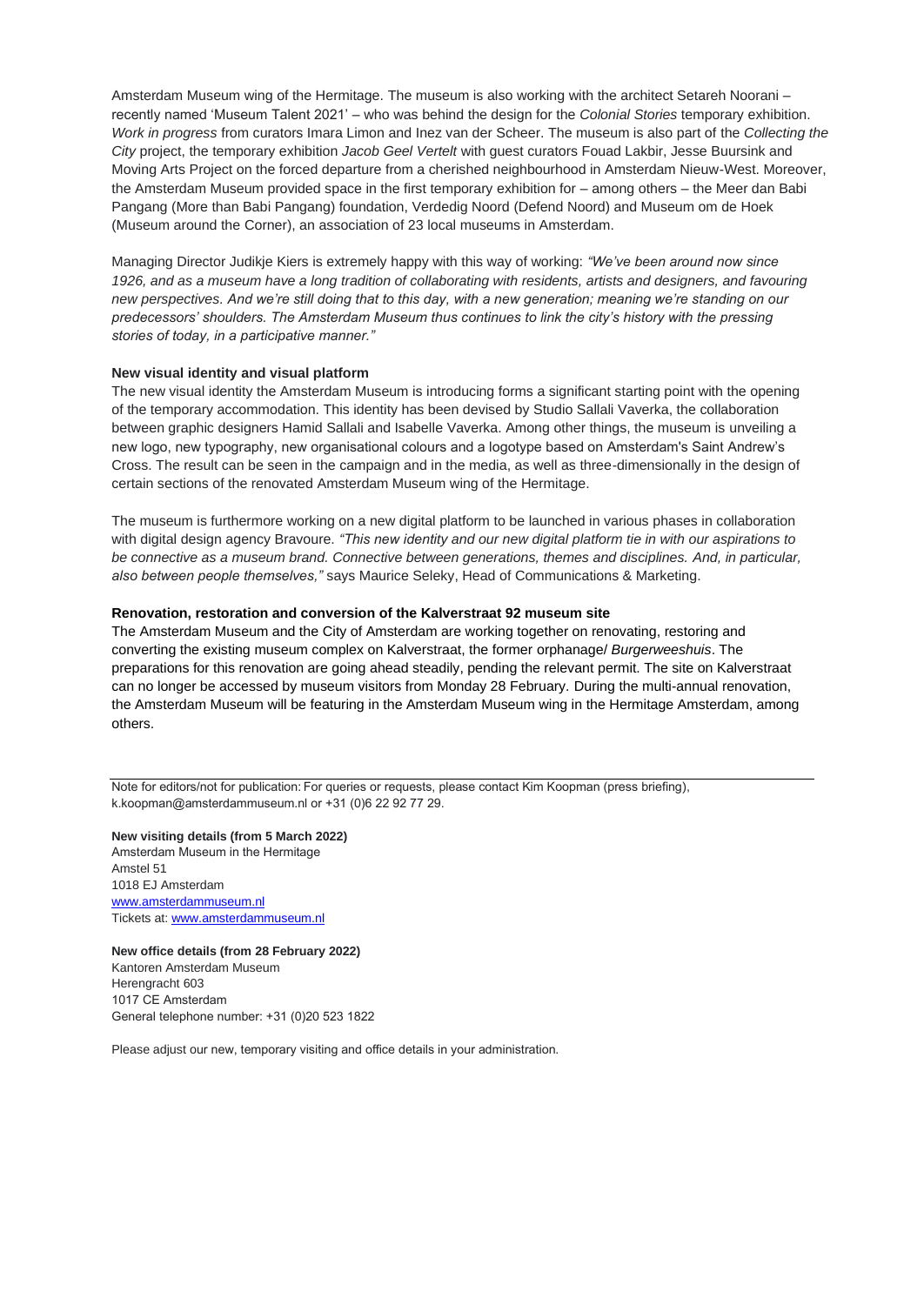Amsterdam Museum wing of the Hermitage. The museum is also working with the architect Setareh Noorani – recently named 'Museum Talent 2021' – who was behind the design for the *Colonial Stories* temporary exhibition. *Work in progress* from curators Imara Limon and Inez van der Scheer. The museum is also part of the *Collecting the City* project, the temporary exhibition *Jacob Geel Vertelt* with guest curators Fouad Lakbir, Jesse Buursink and Moving Arts Project on the forced departure from a cherished neighbourhood in Amsterdam Nieuw-West. Moreover, the Amsterdam Museum provided space in the first temporary exhibition for – among others – the Meer dan Babi Pangang (More than Babi Pangang) foundation, Verdedig Noord (Defend Noord) and Museum om de Hoek (Museum around the Corner), an association of 23 local museums in Amsterdam.

Managing Director Judikje Kiers is extremely happy with this way of working: *"We've been around now since 1926, and as a museum have a long tradition of collaborating with residents, artists and designers, and favouring new perspectives. And we're still doing that to this day, with a new generation; meaning we're standing on our predecessors' shoulders. The Amsterdam Museum thus continues to link the city's history with the pressing stories of today, in a participative manner."*

**New visual identity and visual platform**

The new visual identity the Amsterdam Museum is introducing forms a significant starting point with the opening of the temporary accommodation. This identity has been devised by Studio Sallali Vaverka, the collaboration between graphic designers Hamid Sallali and Isabelle Vaverka. Among other things, the museum is unveiling a new logo, new typography, new organisational colours and a logotype based on Amsterdam's Saint Andrew's Cross. The result can be seen in the campaign and in the media, as well as three-dimensionally in the design of certain sections of the renovated Amsterdam Museum wing of the Hermitage.

The museum is furthermore working on a new digital platform to be launched in various phases in collaboration with digital design agency Bravoure. *"This new identity and our new digital platform tie in with our aspirations to be connective as a museum brand. Connective between generations, themes and disciplines. And, in particular, also between people themselves,"* says Maurice Seleky, Head of Communications & Marketing.

**Renovation, restoration and conversion of the Kalverstraat 92 museum site**

The Amsterdam Museum and the City of Amsterdam are working together on renovating, restoring and converting the existing museum complex on Kalverstraat, the former orphanage/ *Burgerweeshuis*. The preparations for this renovation are going ahead steadily, pending the relevant permit. The site on Kalverstraat can no longer be accessed by museum visitors from Monday 28 February. During the multi-annual renovation, the Amsterdam Museum will be featuring in the Amsterdam Museum wing in the Hermitage Amsterdam, among others.

---

Note for editors/not for publication: For queries or requests, please contact Kim Koopman (press briefing), k.koopman@amsterdammuseum.nl or +31 (0)6 22 92 77 29.

**New visiting details (from 5 March 2022)**
Amsterdam Museum in the Hermitage
Amstel 51
1018 EJ Amsterdam
[www.amsterdammuseum.nl](www.amsterdammuseum.nl)
Tickets at: [www.amsterdammuseum.nl](www.amsterdammuseum.nl)

**New office details (from 28 February 2022)**
Kantoren Amsterdam Museum
Herengracht 603
1017 CE Amsterdam
General telephone number: +31 (0)20 523 1822

Please adjust our new, temporary visiting and office details in your administration.